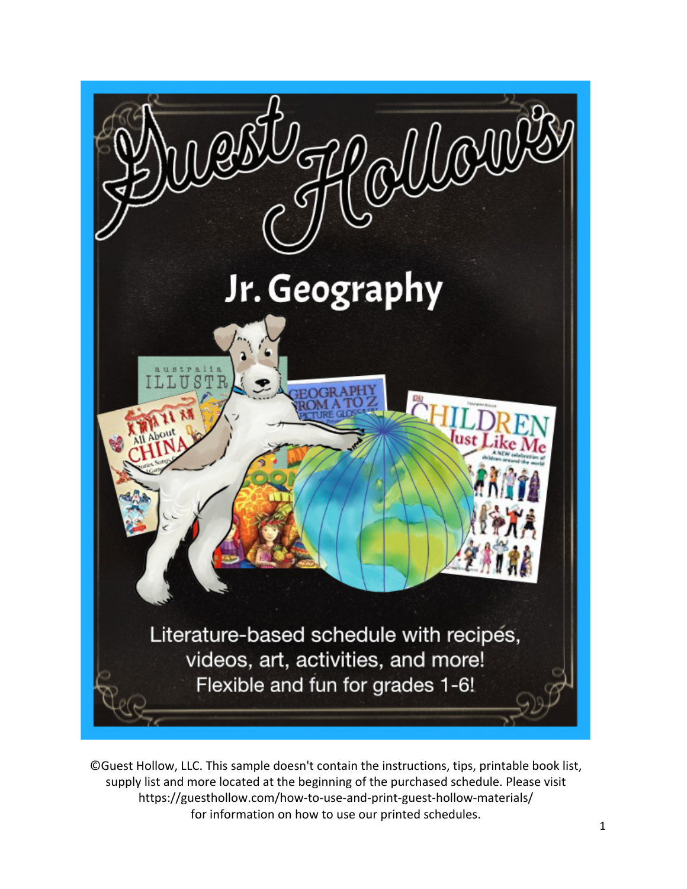# Guest Hollow's

## Jr. Geography

Literature-based schedule with recipes, videos, art, activities, and more! Flexible and fun for grades 1-6!

©Guest Hollow, LLC. This sample doesn't contain the instructions, tips, printable book list, supply list and more located at the beginning of the purchased schedule. Please visit https://guesthollow.com/how-to-use-and-print-guest-hollow-materials/ for information on how to use our printed schedules.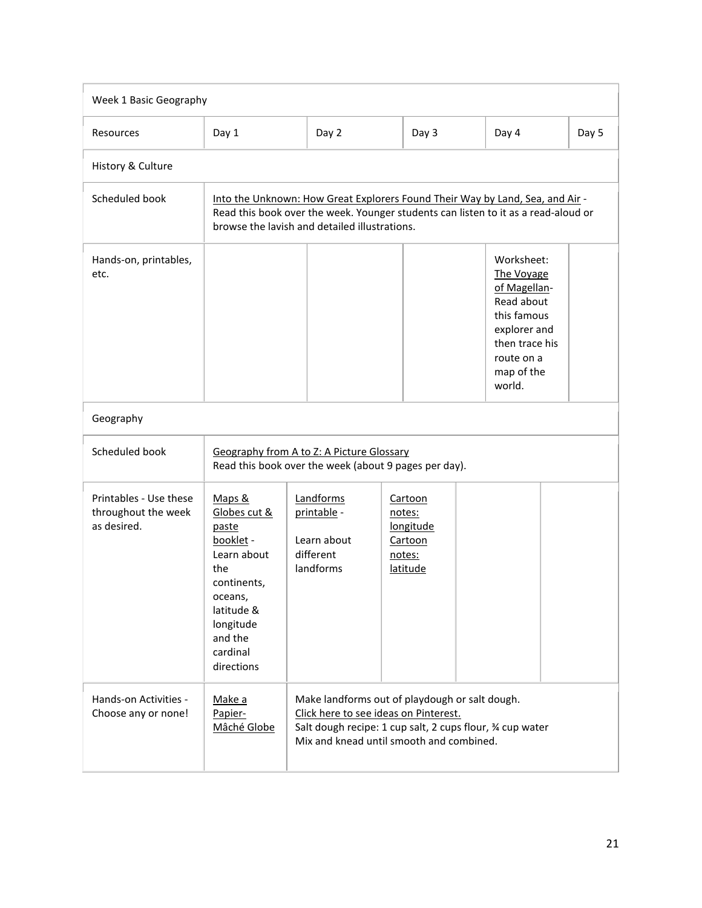| Week 1 Basic Geography | | | | | |
|---|---|---|---|---|---|
| Resources | Day 1 | Day 2 | Day 3 | Day 4 | Day 5 |
| History & Culture | | | | | |
| Scheduled book | Into the Unknown: How Great Explorers Found Their Way by Land, Sea, and Air - Read this book over the week. Younger students can listen to it as a read-aloud or browse the lavish and detailed illustrations. | | | | |
| Hands-on, printables, etc. | | | | Worksheet: The Voyage of Magellan- Read about this famous explorer and then trace his route on a map of the world. | |
| Geography | | | | | |
| Scheduled book | Geography from A to Z: A Picture Glossary Read this book over the week (about 9 pages per day). | | | | |
| Printables - Use these throughout the week as desired. | Maps & Globes cut & paste booklet - Learn about the continents, oceans, latitude & longitude and the cardinal directions | Landforms printable - Learn about different landforms | Cartoon notes: longitude Cartoon notes: latitude | | |
| Hands-on Activities - Choose any or none! | Make a Papier-Mâché Globe | Make landforms out of playdough or salt dough. Click here to see ideas on Pinterest. Salt dough recipe: 1 cup salt, 2 cups flour, ¾ cup water Mix and knead until smooth and combined. | | | |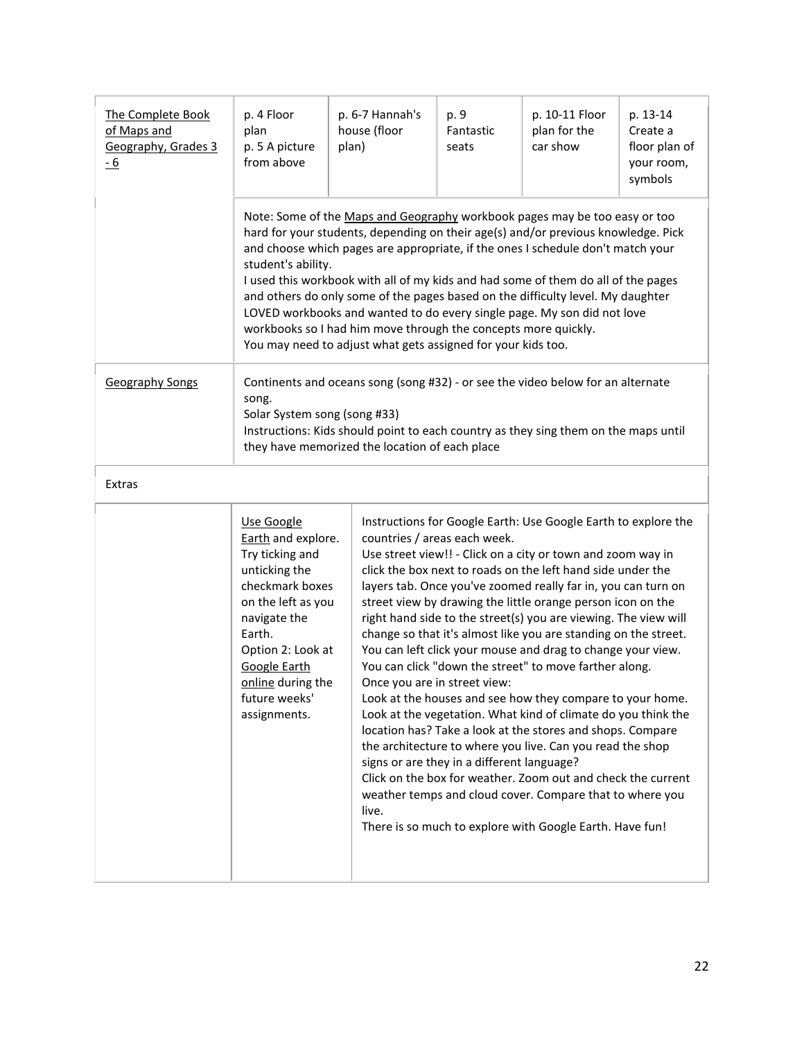| The Complete Book of Maps and Geography, Grades 3 - 6 | p. 4 Floor plan<br>p. 5 A picture from above | p. 6-7 Hannah's house (floor plan) | p. 9 Fantastic seats | p. 10-11 Floor plan for the car show | p. 13-14 Create a floor plan of your room, symbols |
|---|---|---|---|---|---|
| | Note: Some of the Maps and Geography workbook pages may be too easy or too hard for your students, depending on their age(s) and/or previous knowledge. Pick and choose which pages are appropriate, if the ones I schedule don't match your student's ability.<br>I used this workbook with all of my kids and had some of them do all of the pages and others do only some of the pages based on the difficulty level. My daughter LOVED workbooks and wanted to do every single page. My son did not love workbooks so I had him move through the concepts more quickly.<br>You may need to adjust what gets assigned for your kids too. | | | | |
| Geography Songs | Continents and oceans song (song #32) - or see the video below for an alternate song.<br>Solar System song (song #33)<br>Instructions: Kids should point to each country as they sing them on the maps until they have memorized the location of each place | | | | |

Extras

| | | |
|---|---|---|
| | Use Google Earth and explore. Try ticking and unticking the checkmark boxes on the left as you navigate the Earth.<br>Option 2: Look at Google Earth online during the future weeks' assignments. | Instructions for Google Earth: Use Google Earth to explore the countries / areas each week.<br>Use street view!! - Click on a city or town and zoom way in click the box next to roads on the left hand side under the layers tab. Once you've zoomed really far in, you can turn on street view by drawing the little orange person icon on the right hand side to the street(s) you are viewing. The view will change so that it's almost like you are standing on the street. You can left click your mouse and drag to change your view. You can click "down the street" to move farther along.<br>Once you are in street view:<br>Look at the houses and see how they compare to your home. Look at the vegetation. What kind of climate do you think the location has? Take a look at the stores and shops. Compare the architecture to where you live. Can you read the shop signs or are they in a different language?<br>Click on the box for weather. Zoom out and check the current weather temps and cloud cover. Compare that to where you live.<br>There is so much to explore with Google Earth. Have fun! |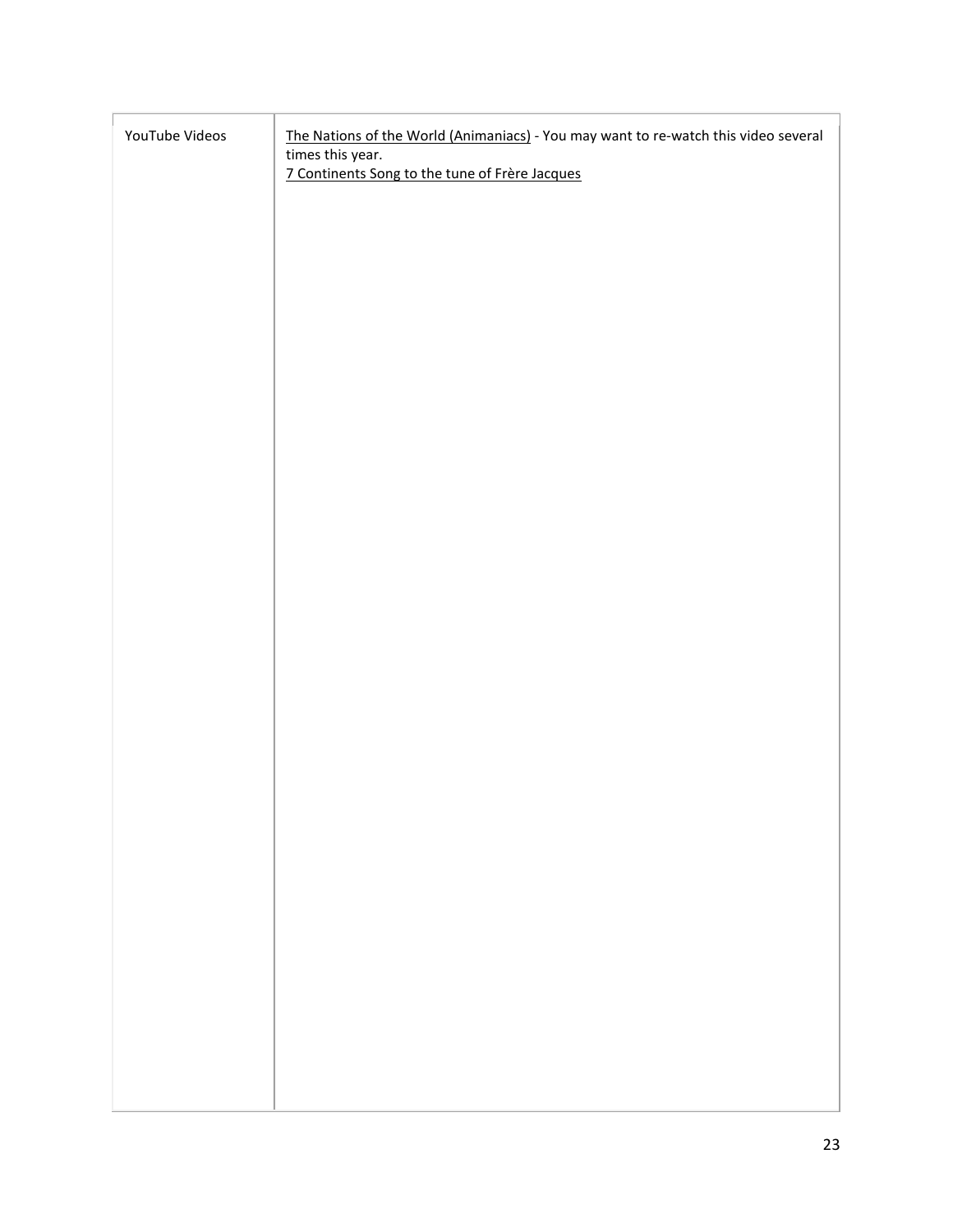| YouTube Videos | The Nations of the World (Animaniacs) - You may want to re-watch this video several times this year.<br>7 Continents Song to the tune of Frère Jacques |
| --- | --- |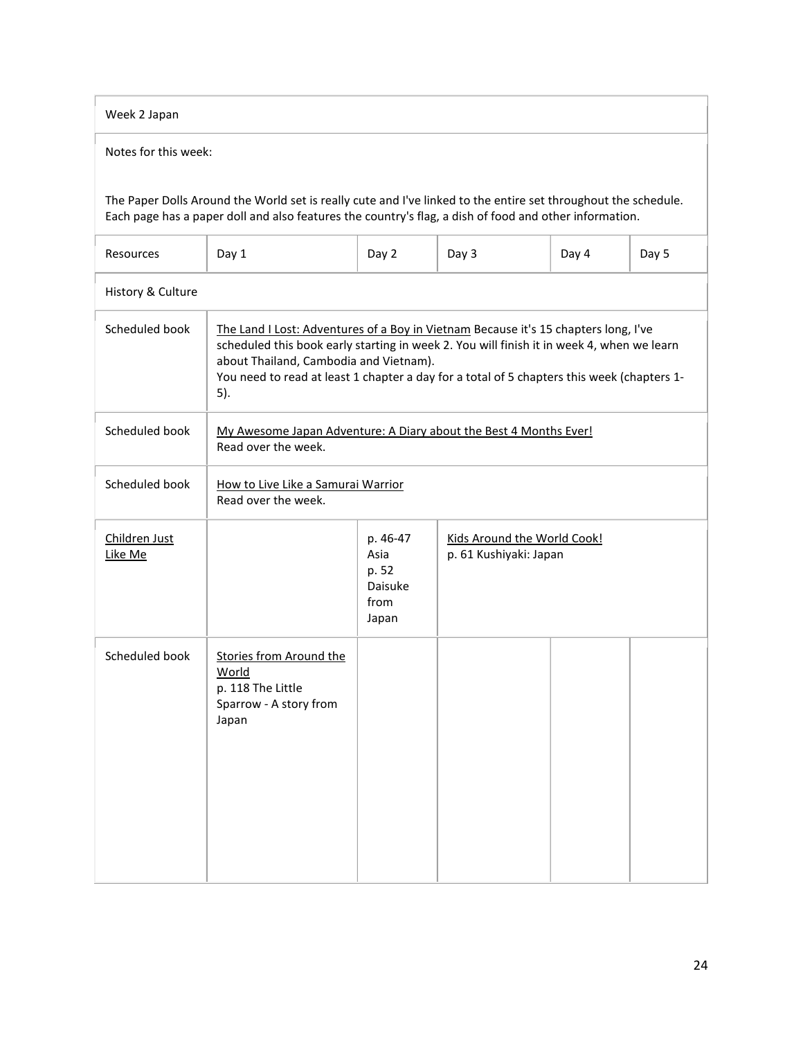| Week 2 Japan | | | | | |
|---|---|---|---|---|---|
| Notes for this week:<br><br>The Paper Dolls Around the World set is really cute and I've linked to the entire set throughout the schedule. Each page has a paper doll and also features the country's flag, a dish of food and other information. | | | | | |
| Resources | Day 1 | Day 2 | Day 3 | Day 4 | Day 5 |
| History & Culture | | | | | |
| Scheduled book | The Land I Lost: Adventures of a Boy in Vietnam Because it's 15 chapters long, I've scheduled this book early starting in week 2. You will finish it in week 4, when we learn about Thailand, Cambodia and Vietnam).<br>You need to read at least 1 chapter a day for a total of 5 chapters this week (chapters 1-5). | | | | |
| Scheduled book | My Awesome Japan Adventure: A Diary about the Best 4 Months Ever!<br>Read over the week. | | | | |
| Scheduled book | How to Live Like a Samurai Warrior<br>Read over the week. | | | | |
| Children Just Like Me | | p. 46-47 Asia<br>p. 52 Daisuke from Japan | Kids Around the World Cook!<br>p. 61 Kushiyaki: Japan | | |
| Scheduled book | Stories from Around the World<br>p. 118 The Little Sparrow - A story from Japan | | | | |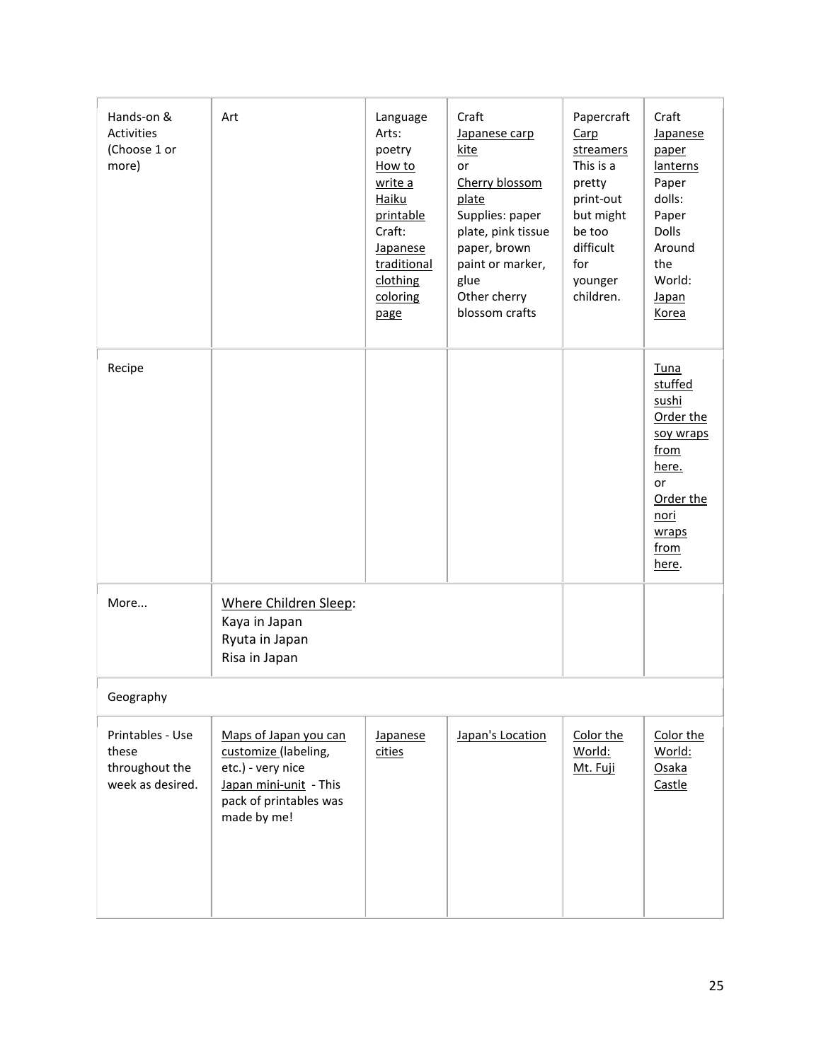| Hands-on & Activities (Choose 1 or more) | Art | Language Arts: poetry How to write a Haiku printable Craft: Japanese traditional clothing coloring page | Craft Japanese carp kite or Cherry blossom plate Supplies: paper plate, pink tissue paper, brown paint or marker, glue Other cherry blossom crafts | Papercraft Carp streamers This is a pretty print-out but might be too difficult for younger children. | Craft Japanese paper lanterns Paper dolls: Paper Dolls Around the World: Japan Korea |
|---|---|---|---|---|---|
| Recipe | | | | | Tuna stuffed sushi Order the soy wraps from here. or Order the nori wraps from here. |
| More... | Where Children Sleep: Kaya in Japan Ryuta in Japan Risa in Japan | | | | |
| Geography | | | | | |
| Printables - Use these throughout the week as desired. | Maps of Japan you can customize (labeling, etc.) - very nice Japan mini-unit - This pack of printables was made by me! | Japanese cities | Japan's Location | Color the World: Mt. Fuji | Color the World: Osaka Castle |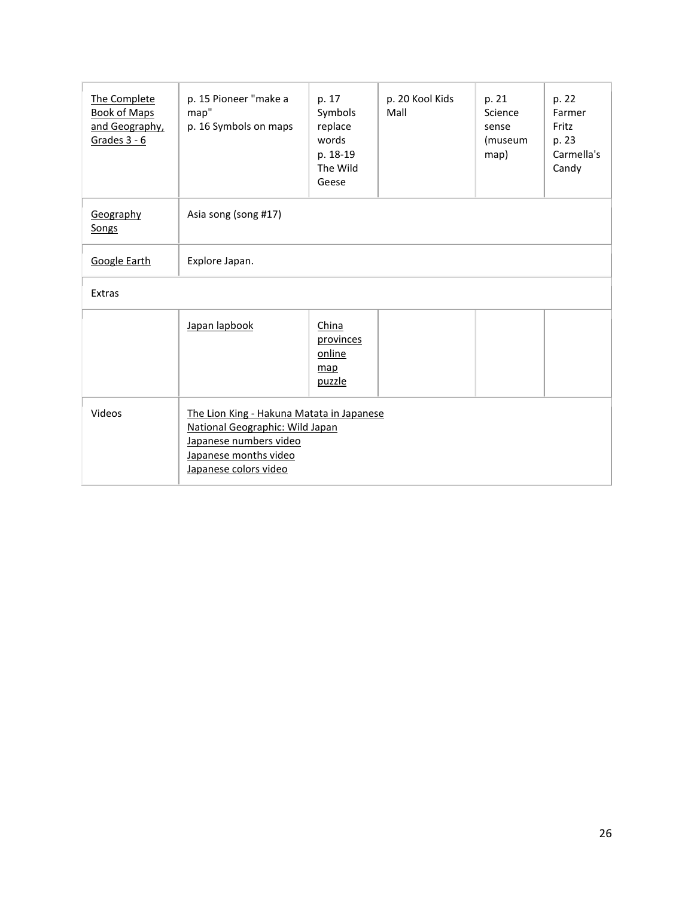| | | | | | |
|---|---|---|---|---|---|
| The Complete Book of Maps and Geography, Grades 3 - 6 | p. 15 Pioneer "make a map"<br>p. 16 Symbols on maps | p. 17 Symbols replace words<br>p. 18-19 The Wild Geese | p. 20 Kool Kids Mall | p. 21 Science sense (museum map) | p. 22 Farmer Fritz<br>p. 23 Carmella's Candy |
| Geography Songs | Asia song (song #17) | | | | |
| Google Earth | Explore Japan. | | | | |
| Extras | | | | | |
| | Japan lapbook | China provinces online map puzzle | | | |
| Videos | The Lion King - Hakuna Matata in Japanese<br>National Geographic: Wild Japan<br>Japanese numbers video<br>Japanese months video<br>Japanese colors video | | | | |